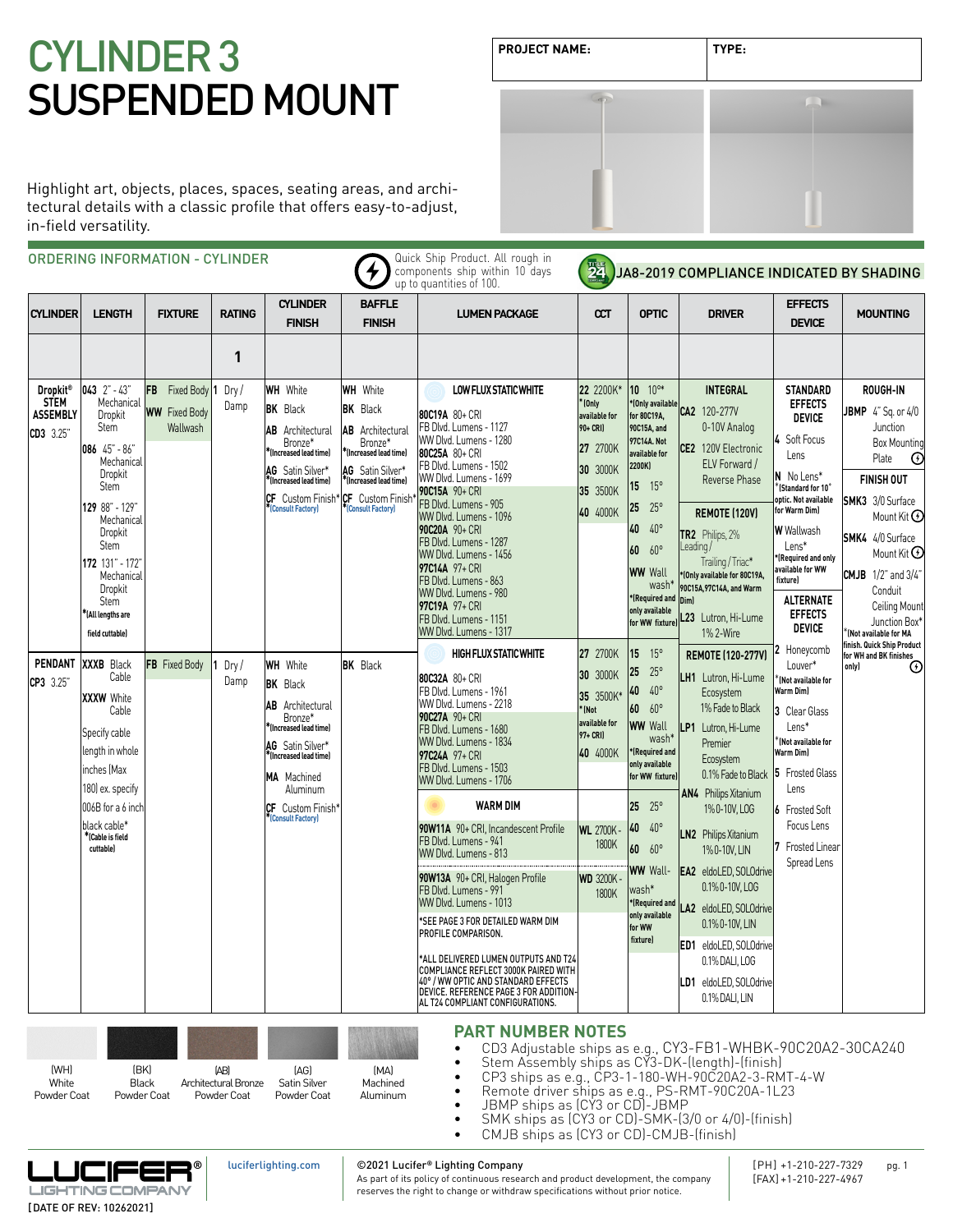# CYLINDER 3
# SUSPENDED MOUNT

| PROJECT NAME: | TYPE: |
|---|---|
| | |

Highlight art, objects, places, spaces, seating areas, and architectural details with a classic profile that offers easy-to-adjust, in-field versatility.

## ORDERING INFORMATION - CYLINDER

Quick Ship Product. All rough in components ship within 10 days up to quantities of 100.

JA8-2019 COMPLIANCE INDICATED BY SHADING

| CYLINDER | LENGTH | FIXTURE | RATING | CYLINDER FINISH | BAFFLE FINISH | LUMEN PACKAGE | CCT | OPTIC | DRIVER | EFFECTS DEVICE | MOUNTING |
|---|---|---|---|---|---|---|---|---|---|---|---|
| | | | 1 | | | | | | | | |
| Dropkit® STEM ASSEMBLY<br>**CD3** 3.25" | **043** 2" - 43" Mechanical Dropkit Stem<br>**086** 45" - 86" Mechanical Dropkit Stem<br>**129** 88" - 129" Mechanical Dropkit Stem<br>**172** 131" - 172" Mechanical Dropkit Stem<br>*(All lengths are field cuttable) | **FB** Fixed Body<br>**WW** Fixed Body Wallwash | **1** Dry / Damp | **WH** White<br>**BK** Black<br>**AB** Architectural Bronze* *(Increased lead time)<br>**AG** Satin Silver* *(Increased lead time)<br>**CF** Custom Finish* *(Consult Factory) | **WH** White<br>**BK** Black<br>**AB** Architectural Bronze* *(Increased lead time)<br>**AG** Satin Silver* *(Increased lead time)<br>**CF** Custom Finish* *(Consult Factory) | **LOW FLUX STATIC WHITE**<br>**80C19A** 80+ CRI<br>FB Dlvd. Lumens - 1127<br>WW Dlvd. Lumens - 1280<br>**80C25A** 80+ CRI<br>FB Dlvd. Lumens - 1502<br>WW Dlvd. Lumens - 1699<br>**90C15A** 90+ CRI<br>FB Dlvd. Lumens - 905<br>WW Dlvd. Lumens - 1096<br>**90C20A** 90+ CRI<br>FB Dlvd. Lumens - 1287<br>WW Dlvd. Lumens - 1456<br>**97C14A** 97+ CRI<br>FB Dlvd. Lumens - 863<br>WW Dlvd. Lumens - 980<br>**97C19A** 97+ CRI<br>FB Dlvd. Lumens - 1151<br>WW Dlvd. Lumens - 1317 | **22** 2200K* *(Only available for 90+ CRI)<br>**27** 2700K<br>**30** 3000K<br>**35** 3500K<br>**40** 4000K | **10** 10°* *(Only available for 80C19A, 90C15A, and 97C14A. Not available for 2200K)<br>**15** 15°<br>**25** 25°<br>**40** 40°<br>**60** 60°<br>**WW** Wall wash* *(Required and only available for WW fixture) | **INTEGRAL**<br>**CA2** 120-277V 0-10V Analog<br>**CE2** 120V Electronic ELV Forward / Reverse Phase<br>**REMOTE (120V)**<br>**TR2** Philips, 2% Leading / Trailing / Triac* *(Only available for 80C19A, 90C15A, 97C14A, and Warm Dim)<br>**L23** Lutron, Hi-Lume 1% 2-Wire | **STANDARD EFFECTS DEVICE**<br>**4** Soft Focus Lens<br>**N** No Lens* *(Standard for 10° optic. Not available for Warm Dim)<br>**W** Wallwash Lens* *(Required and only available for WW fixture)<br>**ALTERNATE EFFECTS DEVICE**<br>**2** Honeycomb Louver* *(Not available for Warm Dim)<br>**3** Clear Glass Lens* *(Not available for Warm Dim)<br>**5** Frosted Glass Lens<br>**6** Frosted Soft Focus Lens<br>**7** Frosted Linear Spread Lens | **ROUGH-IN**<br>**JBMP** 4" Sq. or 4/0 Junction Box Mounting Plate<br>**FINISH OUT**<br>**SMK3** 3/0 Surface Mount Kit<br>**SMK4** 4/0 Surface Mount Kit<br>**CMJB** 1/2" and 3/4" Conduit Ceiling Mount Junction Box* *(Not available for MA finish. Quick Ship Product for WH and BK finishes only) |
| **PENDANT**<br>**CP3** 3.25" | **XXXB** Black Cable<br>**XXXW** White Cable<br>Specify cable length in whole inches (Max 180) ex. specify 006B for a 6 inch black cable* *(Cable is field cuttable) | **FB** Fixed Body | **1** Dry / Damp | **WH** White<br>**BK** Black<br>**AB** Architectural Bronze* *(Increased lead time)<br>**AG** Satin Silver* *(Increased lead time)<br>**MA** Machined Aluminum<br>**CF** Custom Finish* *(Consult Factory) | **BK** Black | **HIGH FLUX STATIC WHITE**<br>**80C32A** 80+ CRI<br>FB Dlvd. Lumens - 1961<br>WW Dlvd. Lumens - 2218<br>**90C27A** 90+ CRI<br>FB Dlvd. Lumens - 1680<br>WW Dlvd. Lumens - 1834<br>**97C24A** 97+ CRI<br>FB Dlvd. Lumens - 1503<br>WW Dlvd. Lumens - 1706 | **27** 2700K<br>**30** 3000K<br>**35** 3500K* *(Not available for 97+ CRI)<br>**40** 4000K | **15** 15°<br>**25** 25°<br>**40** 40°<br>**60** 60°<br>**WW** Wall wash* *(Required and only available for WW fixture) | **REMOTE (120-277V)**<br>**LH1** Lutron, Hi-Lume Ecosystem 1% Fade to Black<br>**LP1** Lutron, Hi-Lume Premier Ecosystem 0.1% Fade to Black<br>**AN4** Philips Xitanium 1% 0-10V, LOG<br>**LN2** Philips Xitanium 1% 0-10V, LIN<br>**EA2** eldoLED, SOLOdrive 0.1% 0-10V, LOG<br>**LA2** eldoLED, SOLOdrive 0.1% 0-10V, LIN<br>**ED1** eldoLED, SOLOdrive 0.1% DALI, LOG<br>**LD1** eldoLED, SOLOdrive 0.1% DALI, LIN | | |
| | | | | | | **WARM DIM**<br>**90W11A** 90+ CRI, Incandescent Profile<br>FB Dlvd. Lumens - 941<br>WW Dlvd. Lumens - 813<br>**90W13A** 90+ CRI, Halogen Profile<br>FB Dlvd. Lumens - 991<br>WW Dlvd. Lumens - 1013<br>*SEE PAGE 3 FOR DETAILED WARM DIM PROFILE COMPARISON.<br>*ALL DELIVERED LUMEN OUTPUTS AND T24 COMPLIANCE REFLECT 3000K PAIRED WITH 40° / WW OPTIC AND STANDARD EFFECTS DEVICE. REFERENCE PAGE 3 FOR ADDITIONAL T24 COMPLIANT CONFIGURATIONS. | **WL** 2700K - 1800K<br>**WD** 3200K - 1800K | **25** 25°<br>**40** 40°<br>**60** 60°<br>**WW** Wall-wash* *(Required and only available for WW fixture) | | | |

| (WH) White Powder Coat | (BK) Black Powder Coat | (AB) Architectural Bronze Powder Coat | (AG) Satin Silver Powder Coat | (MA) Machined Aluminum |
|---|---|---|---|---|

## PART NUMBER NOTES

- CD3 Adjustable ships as e.g., CY3-FB1-WHBK-90C20A2-30CA240
- Stem Assembly ships as CY3-DK-(length)-(finish)
- CP3 ships as e.g., CP3-1-180-WH-90C20A2-3-RMT-4-W
- Remote driver ships as e.g., PS-RMT-90C20A-1L23
- JBMP ships as (CY3 or CD)-JBMP
- SMK ships as (CY3 or CD)-SMK-(3/0 or 4/0)-(finish)
- CMJB ships as (CY3 or CD)-CMJB-(finish)

LUCIFER® LIGHTING COMPANY

[DATE OF REV: 10262021]

luciferlighting.com

©2021 Lucifer® Lighting Company
As part of its policy of continuous research and product development, the company reserves the right to change or withdraw specifications without prior notice.

[PH] +1-210-227-7329
[FAX] +1-210-227-4967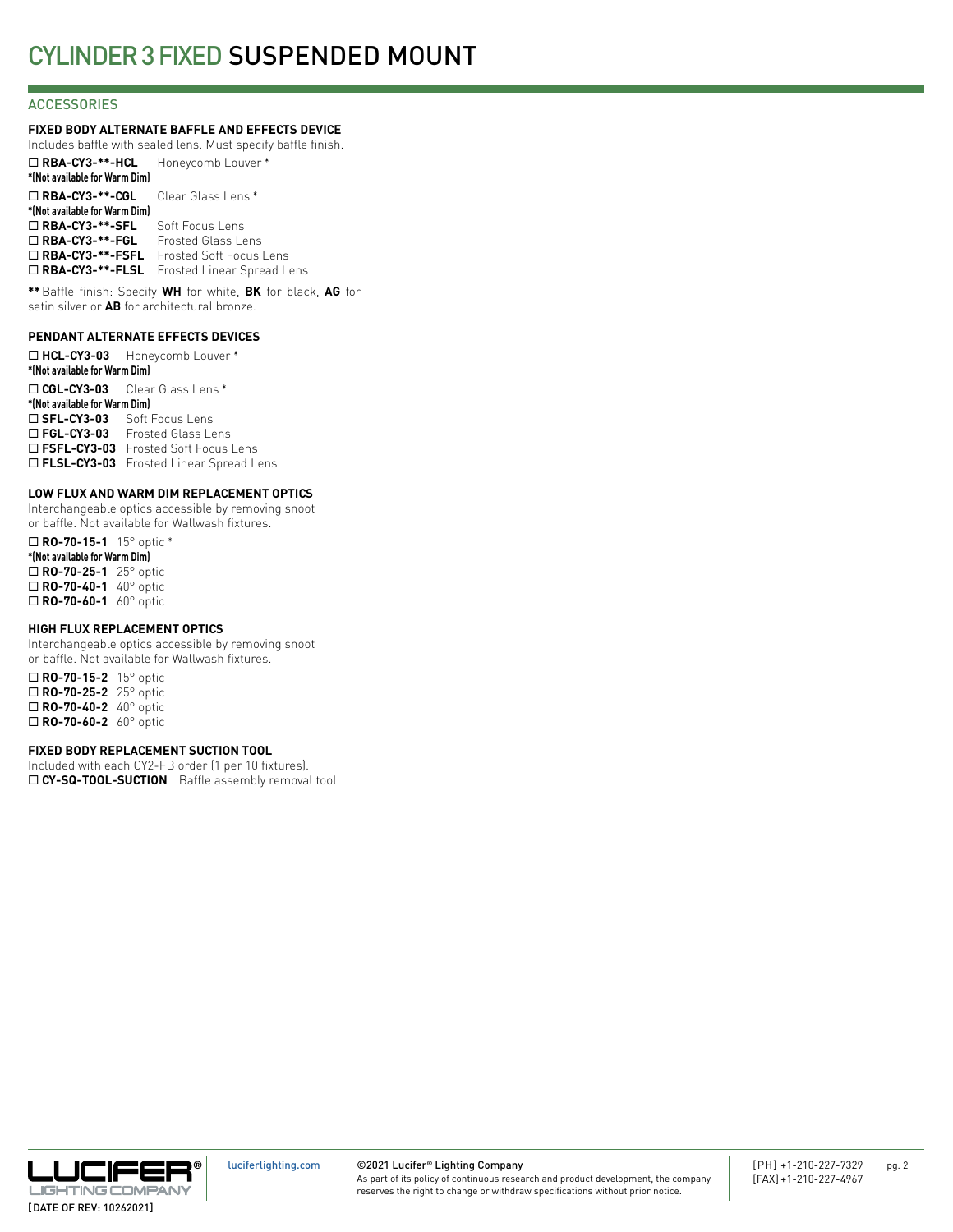# CYLINDER 3 FIXED SUSPENDED MOUNT

## ACCESSORIES

### FIXED BODY ALTERNATE BAFFLE AND EFFECTS DEVICE

Includes baffle with sealed lens. Must specify baffle finish.

☐ **RBA-CY3-**-HCL** Honeycomb Louver *
***(Not available for Warm Dim)**

☐ **RBA-CY3-**-CGL** Clear Glass Lens *
***(Not available for Warm Dim)**

☐ **RBA-CY3-**-SFL** Soft Focus Lens
☐ **RBA-CY3-**-FGL** Frosted Glass Lens
☐ **RBA-CY3-**-FSFL** Frosted Soft Focus Lens
☐ **RBA-CY3-**-FLSL** Frosted Linear Spread Lens

**** Baffle finish: Specify **WH** for white, **BK** for black, **AG** for satin silver or **AB** for architectural bronze.

### PENDANT ALTERNATE EFFECTS DEVICES

☐ **HCL-CY3-03** Honeycomb Louver *
***(Not available for Warm Dim)**

☐ **CGL-CY3-03** Clear Glass Lens *
***(Not available for Warm Dim)**

☐ **SFL-CY3-03** Soft Focus Lens
☐ **FGL-CY3-03** Frosted Glass Lens
☐ **FSFL-CY3-03** Frosted Soft Focus Lens
☐ **FLSL-CY3-03** Frosted Linear Spread Lens

### LOW FLUX AND WARM DIM REPLACEMENT OPTICS

Interchangeable optics accessible by removing snoot or baffle. Not available for Wallwash fixtures.

☐ **RO-70-15-1** 15° optic *
***(Not available for Warm Dim)**

☐ **RO-70-25-1** 25° optic
☐ **RO-70-40-1** 40° optic
☐ **RO-70-60-1** 60° optic

### HIGH FLUX REPLACEMENT OPTICS

Interchangeable optics accessible by removing snoot or baffle. Not available for Wallwash fixtures.

☐ **RO-70-15-2** 15° optic
☐ **RO-70-25-2** 25° optic
☐ **RO-70-40-2** 40° optic
☐ **RO-70-60-2** 60° optic

### FIXED BODY REPLACEMENT SUCTION TOOL

Included with each CY2-FB order (1 per 10 fixtures).

☐ **CY-SQ-TOOL-SUCTION** Baffle assembly removal tool

[DATE OF REV: 10262021]

luciferlighting.com

©2021 Lucifer® Lighting Company
As part of its policy of continuous research and product development, the company reserves the right to change or withdraw specifications without prior notice.

[PH] +1-210-227-7329
[FAX] +1-210-227-4967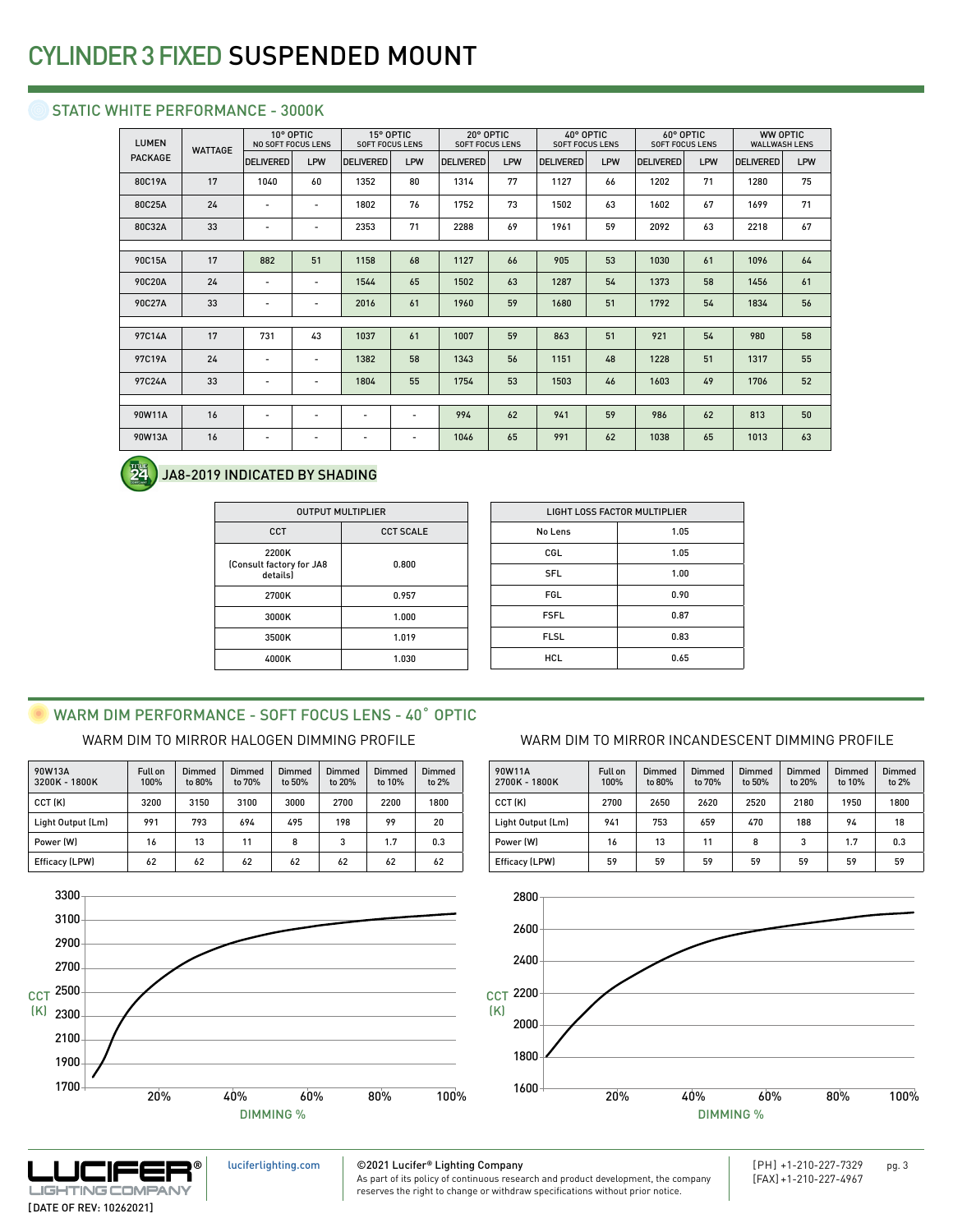# CYLINDER 3 FIXED SUSPENDED MOUNT

## STATIC WHITE PERFORMANCE - 3000K

| LUMEN PACKAGE | WATTAGE | 10° OPTIC NO SOFT FOCUS LENS | | 15° OPTIC SOFT FOCUS LENS | | 20° OPTIC SOFT FOCUS LENS | | 40° OPTIC SOFT FOCUS LENS | | 60° OPTIC SOFT FOCUS LENS | | WW OPTIC WALLWASH LENS | |
|---|---|---|---|---|---|---|---|---|---|---|---|---|---|
| | | DELIVERED | LPW | DELIVERED | LPW | DELIVERED | LPW | DELIVERED | LPW | DELIVERED | LPW | DELIVERED | LPW |
| 80C19A | 17 | 1040 | 60 | 1352 | 80 | 1314 | 77 | 1127 | 66 | 1202 | 71 | 1280 | 75 |
| 80C25A | 24 | - | - | 1802 | 76 | 1752 | 73 | 1502 | 63 | 1602 | 67 | 1699 | 71 |
| 80C32A | 33 | - | - | 2353 | 71 | 2288 | 69 | 1961 | 59 | 2092 | 63 | 2218 | 67 |
| | | | | | | | | | | | | | |
| 90C15A | 17 | 882 | 51 | 1158 | 68 | 1127 | 66 | 905 | 53 | 1030 | 61 | 1096 | 64 |
| 90C20A | 24 | - | - | 1544 | 65 | 1502 | 63 | 1287 | 54 | 1373 | 58 | 1456 | 61 |
| 90C27A | 33 | - | - | 2016 | 61 | 1960 | 59 | 1680 | 51 | 1792 | 54 | 1834 | 56 |
| | | | | | | | | | | | | | |
| 97C14A | 17 | 731 | 43 | 1037 | 61 | 1007 | 59 | 863 | 51 | 921 | 54 | 980 | 58 |
| 97C19A | 24 | - | - | 1382 | 58 | 1343 | 56 | 1151 | 48 | 1228 | 51 | 1317 | 55 |
| 97C24A | 33 | - | - | 1804 | 55 | 1754 | 53 | 1503 | 46 | 1603 | 49 | 1706 | 52 |
| | | | | | | | | | | | | | |
| 90W11A | 16 | - | - | - | - | 994 | 62 | 941 | 59 | 986 | 62 | 813 | 50 |
| 90W13A | 16 | - | - | - | - | 1046 | 65 | 991 | 62 | 1038 | 65 | 1013 | 63 |

JA8-2019 INDICATED BY SHADING

| OUTPUT MULTIPLIER | |
|---|---|
| CCT | CCT SCALE |
| 2200K (Consult factory for JA8 details) | 0.800 |
| 2700K | 0.957 |
| 3000K | 1.000 |
| 3500K | 1.019 |
| 4000K | 1.030 |

| LIGHT LOSS FACTOR MULTIPLIER | |
|---|---|
| No Lens | 1.05 |
| CGL | 1.05 |
| SFL | 1.00 |
| FGL | 0.90 |
| FSFL | 0.87 |
| FLSL | 0.83 |
| HCL | 0.65 |

## WARM DIM PERFORMANCE - SOFT FOCUS LENS - 40° OPTIC

### WARM DIM TO MIRROR HALOGEN DIMMING PROFILE

| 90W13A 3200K - 1800K | Full on 100% | Dimmed to 80% | Dimmed to 70% | Dimmed to 50% | Dimmed to 20% | Dimmed to 10% | Dimmed to 2% |
|---|---|---|---|---|---|---|---|
| CCT (K) | 3200 | 3150 | 3100 | 3000 | 2700 | 2200 | 1800 |
| Light Output (Lm) | 991 | 793 | 694 | 495 | 198 | 99 | 20 |
| Power (W) | 16 | 13 | 11 | 8 | 3 | 1.7 | 0.3 |
| Efficacy (LPW) | 62 | 62 | 62 | 62 | 62 | 62 | 62 |

### WARM DIM TO MIRROR INCANDESCENT DIMMING PROFILE

| 90W11A 2700K - 1800K | Full on 100% | Dimmed to 80% | Dimmed to 70% | Dimmed to 50% | Dimmed to 20% | Dimmed to 10% | Dimmed to 2% |
|---|---|---|---|---|---|---|---|
| CCT (K) | 2700 | 2650 | 2620 | 2520 | 2180 | 1950 | 1800 |
| Light Output (Lm) | 941 | 753 | 659 | 470 | 188 | 94 | 18 |
| Power (W) | 16 | 13 | 11 | 8 | 3 | 1.7 | 0.3 |
| Efficacy (LPW) | 59 | 59 | 59 | 59 | 59 | 59 | 59 |

luciferlighting.com

©2021 Lucifer® Lighting Company
As part of its policy of continuous research and product development, the company reserves the right to change or withdraw specifications without prior notice.

[PH] +1-210-227-7329
[FAX] +1-210-227-4967

[DATE OF REV: 10262021]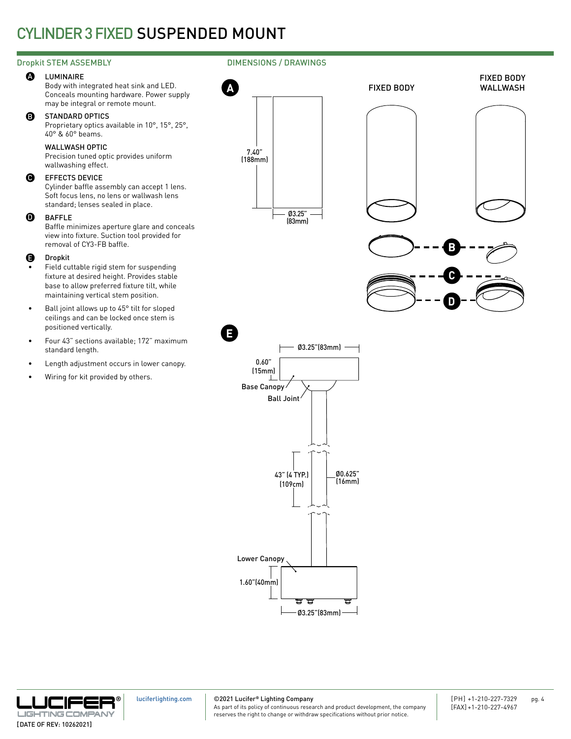# CYLINDER 3 FIXED SUSPENDED MOUNT

## Dropkit STEM ASSEMBLY

**A** LUMINAIRE
Body with integrated heat sink and LED. Conceals mounting hardware. Power supply may be integral or remote mount.

**B** STANDARD OPTICS
Proprietary optics available in 10°, 15°, 25°, 40° & 60° beams.

WALLWASH OPTIC
Precision tuned optic provides uniform wallwashing effect.

**C** EFFECTS DEVICE
Cylinder baffle assembly can accept 1 lens. Soft focus lens, no lens or wallwash lens standard; lenses sealed in place.

**D** BAFFLE
Baffle minimizes aperture glare and conceals view into fixture. Suction tool provided for removal of CY3-FB baffle.

**E** Dropkit

- Field cuttable rigid stem for suspending fixture at desired height. Provides stable base to allow preferred fixture tilt, while maintaining vertical stem position.
- Ball joint allows up to 45° tilt for sloped ceilings and can be locked once stem is positioned vertically.
- Four 43" sections available; 172" maximum standard length.
- Length adjustment occurs in lower canopy.
- Wiring for kit provided by others.

## DIMENSIONS / DRAWINGS

**A**

7.40" (188mm)

Ø3.25" (83mm)

FIXED BODY

FIXED BODY WALLWASH

**B**

**C**

**D**

**E**

Ø3.25"(83mm)

0.60" (15mm)

Base Canopy

Ball Joint

43" (4 TYP.) (109cm)

Ø0.625" (16mm)

Lower Canopy

1.60"(40mm)

Ø3.25"(83mm)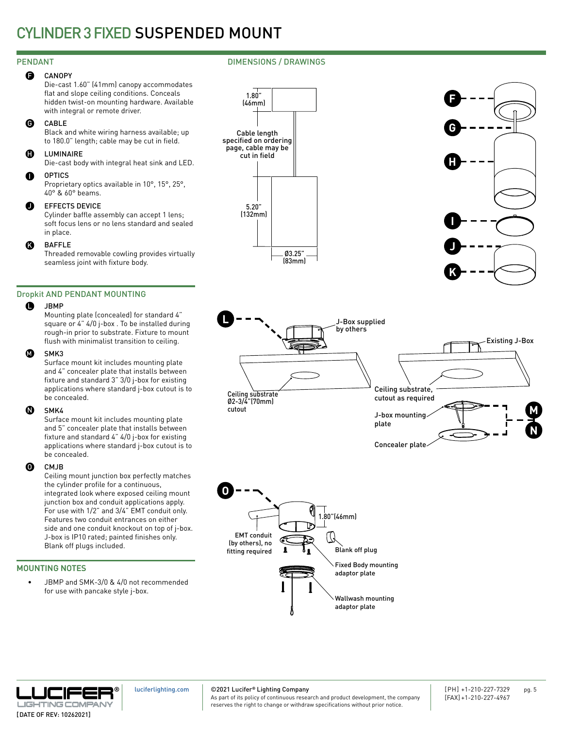# CYLINDER 3 FIXED SUSPENDED MOUNT

## PENDANT

**F** CANOPY
Die-cast 1.60" (41mm) canopy accommodates flat and slope ceiling conditions. Conceals hidden twist-on mounting hardware. Available with integral or remote driver.

**G** CABLE
Black and white wiring harness available; up to 180.0" length; cable may be cut in field.

**H** LUMINAIRE
Die-cast body with integral heat sink and LED.

**I** OPTICS
Proprietary optics available in 10°, 15°, 25°, 40° & 60° beams.

**J** EFFECTS DEVICE
Cylinder baffle assembly can accept 1 lens; soft focus lens or no lens standard and sealed in place.

**K** BAFFLE
Threaded removable cowling provides virtually seamless joint with fixture body.

## Dropkit AND PENDANT MOUNTING

**L** JBMP
Mounting plate (concealed) for standard 4" square or 4" 4/0 j-box . To be installed during rough-in prior to substrate. Fixture to mount flush with minimalist transition to ceiling.

**M** SMK3
Surface mount kit includes mounting plate and 4" concealer plate that installs between fixture and standard 3" 3/0 j-box for existing applications where standard j-box cutout is to be concealed.

**N** SMK4
Surface mount kit includes mounting plate and 5" concealer plate that installs between fixture and standard 4" 4/0 j-box for existing applications where standard j-box cutout is to be concealed.

**O** CMJB
Ceiling mount junction box perfectly matches the cylinder profile for a continuous, integrated look where exposed ceiling mount junction box and conduit applications apply. For use with 1/2" and 3/4" EMT conduit only. Features two conduit entrances on either side and one conduit knockout on top of j-box. J-box is IP10 rated; painted finishes only. Blank off plugs included.

## MOUNTING NOTES

- JBMP and SMK-3/0 & 4/0 not recommended for use with pancake style j-box.

## DIMENSIONS / DRAWINGS

1.80" (46mm)

Cable length specified on ordering page, cable may be cut in field

5.20" (132mm)

Ø3.25" (83mm)

F, G, H, I, J, K

L — J-Box supplied by others

Ceiling substrate Ø2-3/4"(70mm) cutout

Existing J-Box

Ceiling substrate, cutout as required

J-box mounting plate

Concealer plate

M, N

O

1.80"(46mm)

EMT conduit (by others), no fitting required

Blank off plug

Fixed Body mounting adaptor plate

Wallwash mounting adaptor plate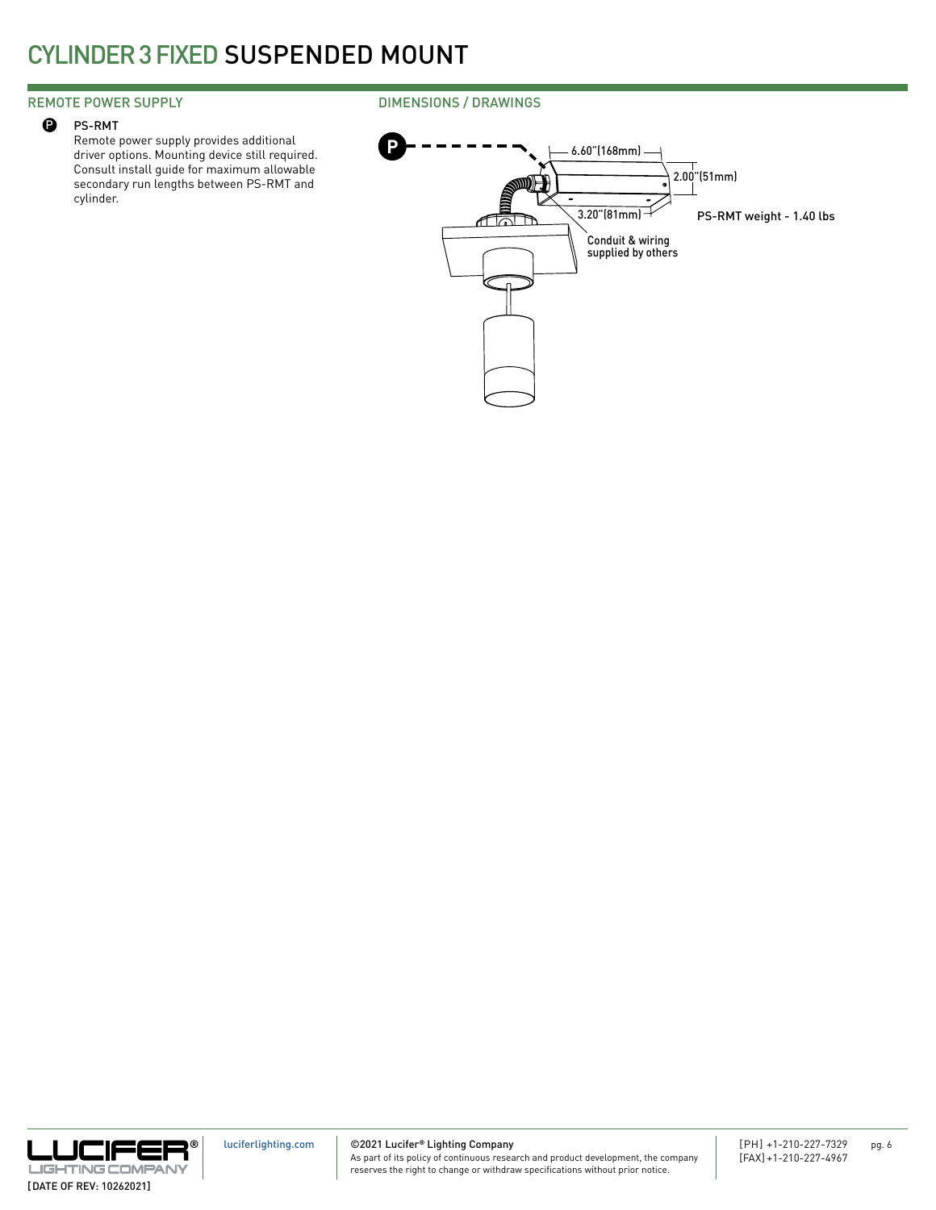# CYLINDER 3 FIXED SUSPENDED MOUNT

## REMOTE POWER SUPPLY

**P** PS-RMT

Remote power supply provides additional driver options. Mounting device still required. Consult install guide for maximum allowable secondary run lengths between PS-RMT and cylinder.

## DIMENSIONS / DRAWINGS

P

6.60"(168mm)

2.00"(51mm)

3.20"(81mm)

PS-RMT weight - 1.40 lbs

Conduit & wiring supplied by others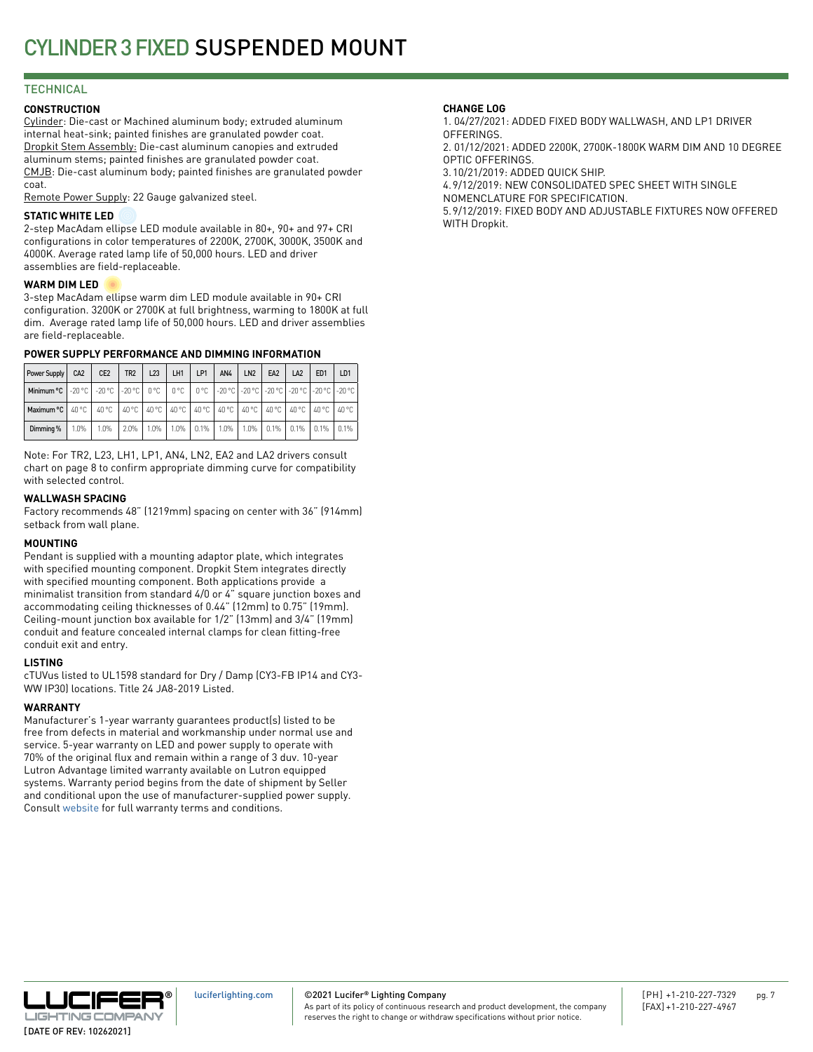# CYLINDER 3 FIXED SUSPENDED MOUNT

## TECHNICAL

### CONSTRUCTION

Cylinder: Die-cast or Machined aluminum body; extruded aluminum internal heat-sink; painted finishes are granulated powder coat.
Dropkit Stem Assembly: Die-cast aluminum canopies and extruded aluminum stems; painted finishes are granulated powder coat.
CMJB: Die-cast aluminum body; painted finishes are granulated powder coat.
Remote Power Supply: 22 Gauge galvanized steel.

### STATIC WHITE LED

2-step MacAdam ellipse LED module available in 80+, 90+ and 97+ CRI configurations in color temperatures of 2200K, 2700K, 3000K, 3500K and 4000K. Average rated lamp life of 50,000 hours. LED and driver assemblies are field-replaceable.

### WARM DIM LED

3-step MacAdam ellipse warm dim LED module available in 90+ CRI configuration. 3200K or 2700K at full brightness, warming to 1800K at full dim. Average rated lamp life of 50,000 hours. LED and driver assemblies are field-replaceable.

### POWER SUPPLY PERFORMANCE AND DIMMING INFORMATION

| Power Supply | CA2 | CE2 | TR2 | L23 | LH1 | LP1 | AN4 | LN2 | EA2 | LA2 | ED1 | LD1 |
|---|---|---|---|---|---|---|---|---|---|---|---|---|
| Minimum °C | -20 °C | -20 °C | -20 °C | 0 °C | 0 °C | 0 °C | -20 °C | -20 °C | -20 °C | -20 °C | -20 °C | -20 °C |
| Maximum °C | 40 °C | 40 °C | 40 °C | 40 °C | 40 °C | 40 °C | 40 °C | 40 °C | 40 °C | 40 °C | 40 °C | 40 °C |
| Dimming % | 1.0% | 1.0% | 2.0% | 1.0% | 1.0% | 0.1% | 1.0% | 1.0% | 0.1% | 0.1% | 0.1% | 0.1% |

Note: For TR2, L23, LH1, LP1, AN4, LN2, EA2 and LA2 drivers consult chart on page 8 to confirm appropriate dimming curve for compatibility with selected control.

### WALLWASH SPACING

Factory recommends 48" (1219mm) spacing on center with 36" (914mm) setback from wall plane.

### MOUNTING

Pendant is supplied with a mounting adaptor plate, which integrates with specified mounting component. Dropkit Stem integrates directly with specified mounting component. Both applications provide a minimalist transition from standard 4/0 or 4" square junction boxes and accommodating ceiling thicknesses of 0.44" (12mm) to 0.75" (19mm). Ceiling-mount junction box available for 1/2" (13mm) and 3/4" (19mm) conduit and feature concealed internal clamps for clean fitting-free conduit exit and entry.

### LISTING

cTUVus listed to UL1598 standard for Dry / Damp (CY3-FB IP14 and CY3-WW IP30) locations. Title 24 JA8-2019 Listed.

### WARRANTY

Manufacturer's 1-year warranty guarantees product(s) listed to be free from defects in material and workmanship under normal use and service. 5-year warranty on LED and power supply to operate with 70% of the original flux and remain within a range of 3 duv. 10-year Lutron Advantage limited warranty available on Lutron equipped systems. Warranty period begins from the date of shipment by Seller and conditional upon the use of manufacturer-supplied power supply. Consult website for full warranty terms and conditions.

### CHANGE LOG

1. 04/27/2021: ADDED FIXED BODY WALLWASH, AND LP1 DRIVER OFFERINGS.
2. 01/12/2021: ADDED 2200K, 2700K-1800K WARM DIM AND 10 DEGREE OPTIC OFFERINGS.
3. 10/21/2019: ADDED QUICK SHIP.
4. 9/12/2019: NEW CONSOLIDATED SPEC SHEET WITH SINGLE NOMENCLATURE FOR SPECIFICATION.
5. 9/12/2019: FIXED BODY AND ADJUSTABLE FIXTURES NOW OFFERED WITH Dropkit.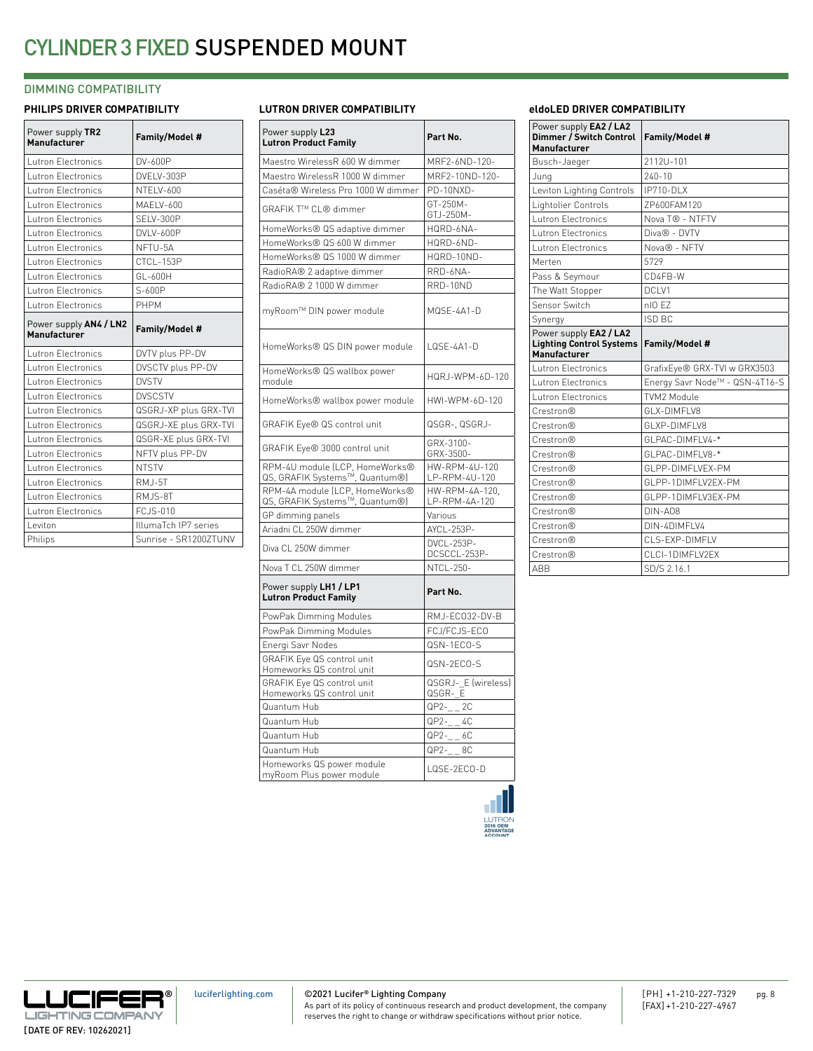# CYLINDER 3 FIXED SUSPENDED MOUNT

## DIMMING COMPATIBILITY

### PHILIPS DRIVER COMPATIBILITY

| Power supply **TR2** Manufacturer | Family/Model # |
|---|---|
| Lutron Electronics | DV-600P |
| Lutron Electronics | DVELV-303P |
| Lutron Electronics | NTELV-600 |
| Lutron Electronics | MAELV-600 |
| Lutron Electronics | SELV-300P |
| Lutron Electronics | DVLV-600P |
| Lutron Electronics | NFTU-5A |
| Lutron Electronics | CTCL-153P |
| Lutron Electronics | GL-600H |
| Lutron Electronics | S-600P |
| Lutron Electronics | PHPM |
| **Power supply AN4 / LN2 Manufacturer** | **Family/Model #** |
| Lutron Electronics | DVTV plus PP-DV |
| Lutron Electronics | DVSCTV plus PP-DV |
| Lutron Electronics | DVSTV |
| Lutron Electronics | DVSCSTV |
| Lutron Electronics | QSGRJ-XP plus GRX-TVI |
| Lutron Electronics | QSGRJ-XE plus GRX-TVI |
| Lutron Electronics | QSGR-XE plus GRX-TVI |
| Lutron Electronics | NFTV plus PP-DV |
| Lutron Electronics | NTSTV |
| Lutron Electronics | RMJ-5T |
| Lutron Electronics | RMJS-8T |
| Lutron Electronics | FCJS-010 |
| Leviton | IllumaTch IP7 series |
| Philips | Sunrise - SR1200ZTUNV |

### LUTRON DRIVER COMPATIBILITY

| Power supply **L23** Lutron Product Family | Part No. |
|---|---|
| Maestro WirelessR 600 W dimmer | MRF2-6ND-120- |
| Maestro WirelessR 1000 W dimmer | MRF2-10ND-120- |
| Caséta® Wireless Pro 1000 W dimmer | PD-10NXD- |
| GRAFIK T™ CL® dimmer | GT-250M-<br>GTJ-250M- |
| HomeWorks® QS adaptive dimmer | HQRD-6NA- |
| HomeWorks® QS 600 W dimmer | HQRD-6ND- |
| HomeWorks® QS 1000 W dimmer | HQRD-10ND- |
| RadioRA® 2 adaptive dimmer | RRD-6NA- |
| RadioRA® 2 1000 W dimmer | RRD-10ND |
| myRoom™ DIN power module | MQSE-4A1-D |
| HomeWorks® QS DIN power module | LQSE-4A1-D |
| HomeWorks® QS wallbox power module | HQRJ-WPM-6D-120 |
| HomeWorks® wallbox power module | HWI-WPM-6D-120 |
| GRAFIK Eye® QS control unit | QSGR-, QSGRJ- |
| GRAFIK Eye® 3000 control unit | GRX-3100-<br>GRX-3500- |
| RPM-4U module (LCP, HomeWorks® QS, GRAFIK Systems™, Quantum®) | HW-RPM-4U-120<br>LP-RPM-4U-120 |
| RPM-4A module (LCP, HomeWorks® QS, GRAFIK Systems™, Quantum®) | HW-RPM-4A-120,<br>LP-RPM-4A-120 |
| GP dimming panels | Various |
| Ariadni CL 250W dimmer | AYCL-253P- |
| Diva CL 250W dimmer | DVCL-253P-<br>DCSCCL-253P- |
| Nova T CL 250W dimmer | NTCL-250- |
| **Power supply LH1 / LP1 Lutron Product Family** | **Part No.** |
| PowPak Dimming Modules | RMJ-ECO32-DV-B |
| PowPak Dimming Modules | FCJ/FCJS-ECO |
| Energi Savr Nodes | QSN-1ECO-S |
| GRAFIK Eye QS control unit<br>Homeworks QS control unit | QSN-2ECO-S |
| GRAFIK Eye QS control unit<br>Homeworks QS control unit | QSGRJ-_E (wireless)<br>QSGR-_E |
| Quantum Hub | QP2-_ _2C |
| Quantum Hub | QP2-_ _4C |
| Quantum Hub | QP2-_ _6C |
| Quantum Hub | QP2-_ _8C |
| Homeworks QS power module<br>myRoom Plus power module | LQSE-2ECO-D |

LUTRON 2016 OEM ADVANTAGE ACCOUNT

### eldoLED DRIVER COMPATIBILITY

| Power supply **EA2 / LA2** Dimmer / Switch Control Manufacturer | Family/Model # |
|---|---|
| Busch-Jaeger | 2112U-101 |
| Jung | 240-10 |
| Leviton Lighting Controls | IP710-DLX |
| Lightolier Controls | ZP600FAM120 |
| Lutron Electronics | Nova T® - NTFTV |
| Lutron Electronics | Diva® - DVTV |
| Lutron Electronics | Nova® - NFTV |
| Merten | 5729 |
| Pass & Seymour | CD4FB-W |
| The Watt Stopper | DCLV1 |
| Sensor Switch | nIO EZ |
| Synergy | ISD BC |
| **Power supply EA2 / LA2 Lighting Control Systems Manufacturer** | **Family/Model #** |
| Lutron Electronics | GrafixEye® GRX-TVI w GRX3503 |
| Lutron Electronics | Energy Savr Node™ - QSN-4T16-S |
| Lutron Electronics | TVM2 Module |
| Crestron® | GLX-DIMFLV8 |
| Crestron® | GLXP-DIMFLV8 |
| Crestron® | GLPAC-DIMFLV4-* |
| Crestron® | GLPAC-DIMFLV8-* |
| Crestron® | GLPP-DIMFLVEX-PM |
| Crestron® | GLPP-1DIMFLV2EX-PM |
| Crestron® | GLPP-1DIMFLV3EX-PM |
| Crestron® | DIN-AO8 |
| Crestron® | DIN-4DIMFLV4 |
| Crestron® | CLS-EXP-DIMFLV |
| Crestron® | CLCI-1DIMFLV2EX |
| ABB | SD/S 2.16.1 |

LUCIFER® LIGHTING COMPANY
[DATE OF REV: 10262021]

luciferlighting.com

©2021 Lucifer® Lighting Company
As part of its policy of continuous research and product development, the company reserves the right to change or withdraw specifications without prior notice.

[PH] +1-210-227-7329
[FAX] +1-210-227-4967